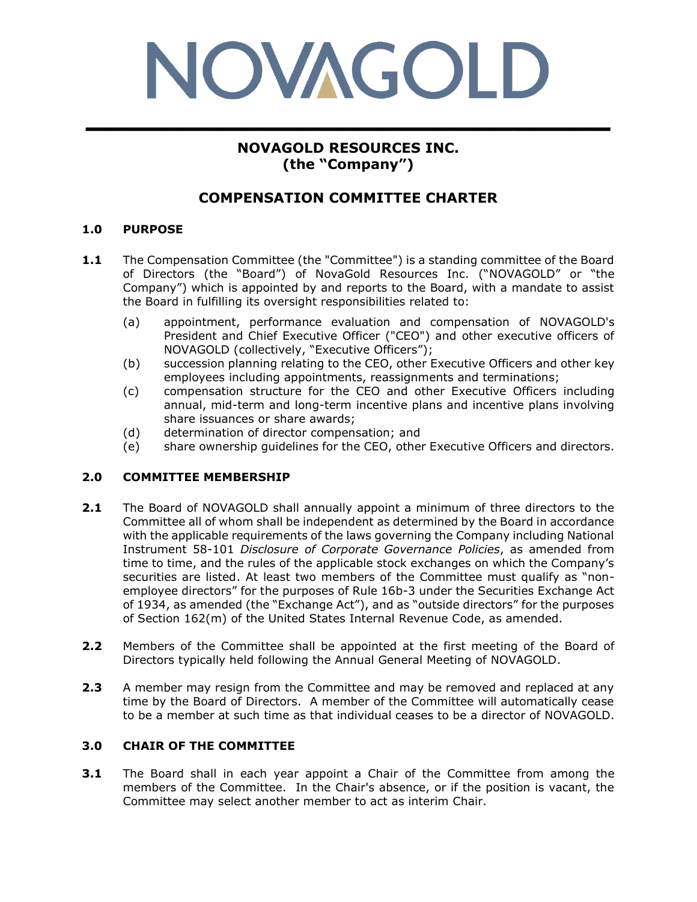NOVAGOLD

# NOVAGOLD RESOURCES INC.
# (the "Company")

## COMPENSATION COMMITTEE CHARTER

### 1.0 PURPOSE

**1.1** The Compensation Committee (the "Committee") is a standing committee of the Board of Directors (the "Board") of NovaGold Resources Inc. ("NOVAGOLD" or "the Company") which is appointed by and reports to the Board, with a mandate to assist the Board in fulfilling its oversight responsibilities related to:

(a) appointment, performance evaluation and compensation of NOVAGOLD's President and Chief Executive Officer ("CEO") and other executive officers of NOVAGOLD (collectively, "Executive Officers");

(b) succession planning relating to the CEO, other Executive Officers and other key employees including appointments, reassignments and terminations;

(c) compensation structure for the CEO and other Executive Officers including annual, mid-term and long-term incentive plans and incentive plans involving share issuances or share awards;

(d) determination of director compensation; and

(e) share ownership guidelines for the CEO, other Executive Officers and directors.

### 2.0 COMMITTEE MEMBERSHIP

**2.1** The Board of NOVAGOLD shall annually appoint a minimum of three directors to the Committee all of whom shall be independent as determined by the Board in accordance with the applicable requirements of the laws governing the Company including National Instrument 58-101 *Disclosure of Corporate Governance Policies*, as amended from time to time, and the rules of the applicable stock exchanges on which the Company's securities are listed. At least two members of the Committee must qualify as "non-employee directors" for the purposes of Rule 16b-3 under the Securities Exchange Act of 1934, as amended (the "Exchange Act"), and as "outside directors" for the purposes of Section 162(m) of the United States Internal Revenue Code, as amended.

**2.2** Members of the Committee shall be appointed at the first meeting of the Board of Directors typically held following the Annual General Meeting of NOVAGOLD.

**2.3** A member may resign from the Committee and may be removed and replaced at any time by the Board of Directors. A member of the Committee will automatically cease to be a member at such time as that individual ceases to be a director of NOVAGOLD.

### 3.0 CHAIR OF THE COMMITTEE

**3.1** The Board shall in each year appoint a Chair of the Committee from among the members of the Committee. In the Chair's absence, or if the position is vacant, the Committee may select another member to act as interim Chair.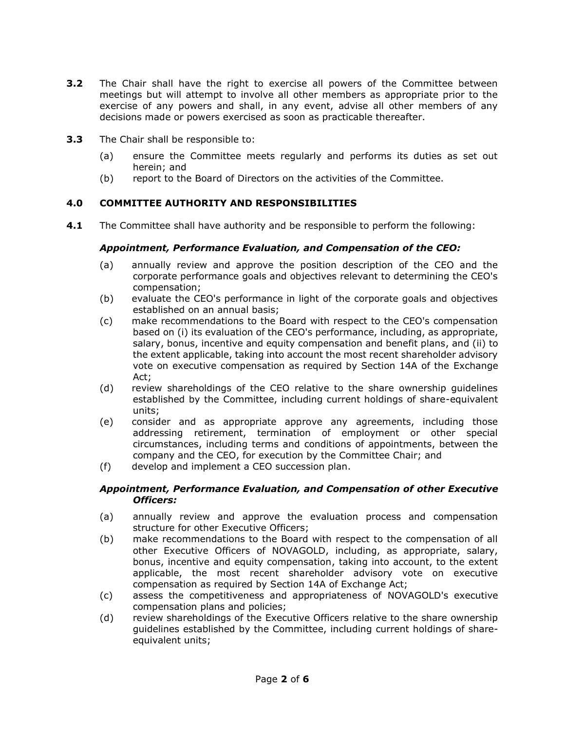**3.2** The Chair shall have the right to exercise all powers of the Committee between meetings but will attempt to involve all other members as appropriate prior to the exercise of any powers and shall, in any event, advise all other members of any decisions made or powers exercised as soon as practicable thereafter.

**3.3** The Chair shall be responsible to:

(a) ensure the Committee meets regularly and performs its duties as set out herein; and

(b) report to the Board of Directors on the activities of the Committee.

## 4.0 COMMITTEE AUTHORITY AND RESPONSIBILITIES

**4.1** The Committee shall have authority and be responsible to perform the following:

***Appointment, Performance Evaluation, and Compensation of the CEO:***

(a) annually review and approve the position description of the CEO and the corporate performance goals and objectives relevant to determining the CEO's compensation;

(b) evaluate the CEO's performance in light of the corporate goals and objectives established on an annual basis;

(c) make recommendations to the Board with respect to the CEO's compensation based on (i) its evaluation of the CEO's performance, including, as appropriate, salary, bonus, incentive and equity compensation and benefit plans, and (ii) to the extent applicable, taking into account the most recent shareholder advisory vote on executive compensation as required by Section 14A of the Exchange Act;

(d) review shareholdings of the CEO relative to the share ownership guidelines established by the Committee, including current holdings of share-equivalent units;

(e) consider and as appropriate approve any agreements, including those addressing retirement, termination of employment or other special circumstances, including terms and conditions of appointments, between the company and the CEO, for execution by the Committee Chair; and

(f) develop and implement a CEO succession plan.

***Appointment, Performance Evaluation, and Compensation of other Executive Officers:***

(a) annually review and approve the evaluation process and compensation structure for other Executive Officers;

(b) make recommendations to the Board with respect to the compensation of all other Executive Officers of NOVAGOLD, including, as appropriate, salary, bonus, incentive and equity compensation, taking into account, to the extent applicable, the most recent shareholder advisory vote on executive compensation as required by Section 14A of Exchange Act;

(c) assess the competitiveness and appropriateness of NOVAGOLD's executive compensation plans and policies;

(d) review shareholdings of the Executive Officers relative to the share ownership guidelines established by the Committee, including current holdings of share-equivalent units;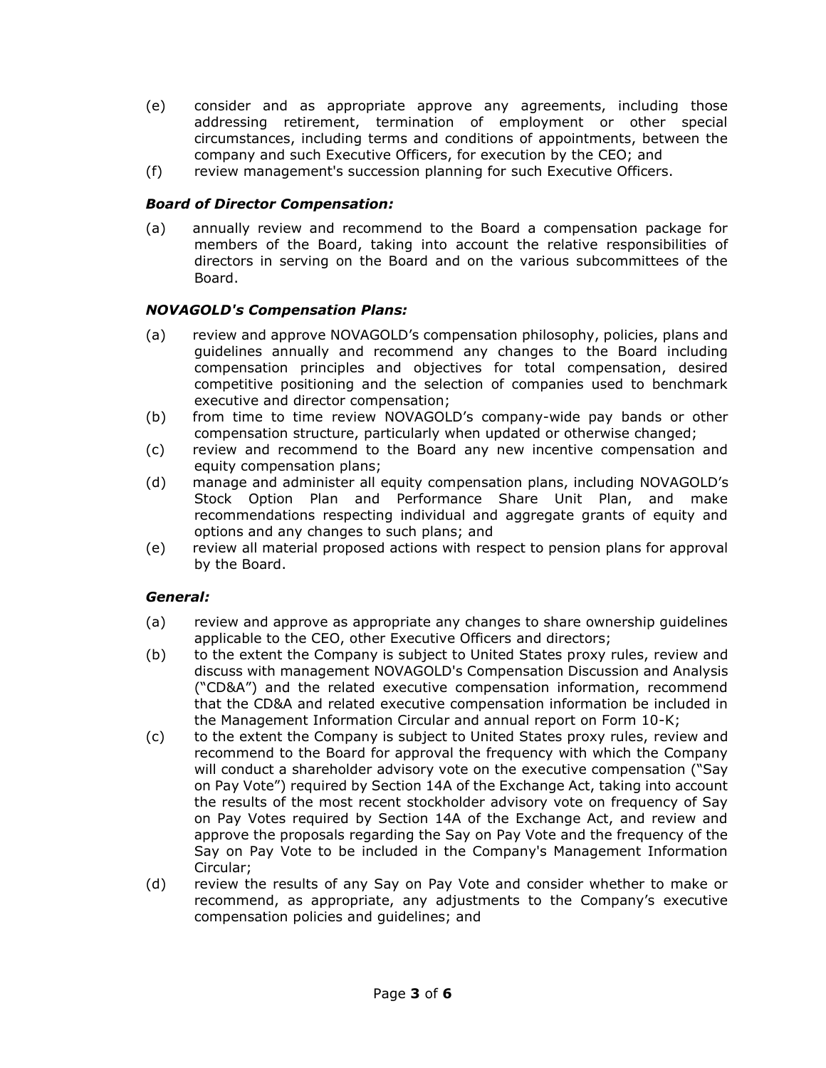(e) consider and as appropriate approve any agreements, including those addressing retirement, termination of employment or other special circumstances, including terms and conditions of appointments, between the company and such Executive Officers, for execution by the CEO; and

(f) review management's succession planning for such Executive Officers.

***Board of Director Compensation:***

(a) annually review and recommend to the Board a compensation package for members of the Board, taking into account the relative responsibilities of directors in serving on the Board and on the various subcommittees of the Board.

***NOVAGOLD's Compensation Plans:***

(a) review and approve NOVAGOLD's compensation philosophy, policies, plans and guidelines annually and recommend any changes to the Board including compensation principles and objectives for total compensation, desired competitive positioning and the selection of companies used to benchmark executive and director compensation;

(b) from time to time review NOVAGOLD's company-wide pay bands or other compensation structure, particularly when updated or otherwise changed;

(c) review and recommend to the Board any new incentive compensation and equity compensation plans;

(d) manage and administer all equity compensation plans, including NOVAGOLD's Stock Option Plan and Performance Share Unit Plan, and make recommendations respecting individual and aggregate grants of equity and options and any changes to such plans; and

(e) review all material proposed actions with respect to pension plans for approval by the Board.

***General:***

(a) review and approve as appropriate any changes to share ownership guidelines applicable to the CEO, other Executive Officers and directors;

(b) to the extent the Company is subject to United States proxy rules, review and discuss with management NOVAGOLD's Compensation Discussion and Analysis ("CD&A") and the related executive compensation information, recommend that the CD&A and related executive compensation information be included in the Management Information Circular and annual report on Form 10-K;

(c) to the extent the Company is subject to United States proxy rules, review and recommend to the Board for approval the frequency with which the Company will conduct a shareholder advisory vote on the executive compensation ("Say on Pay Vote") required by Section 14A of the Exchange Act, taking into account the results of the most recent stockholder advisory vote on frequency of Say on Pay Votes required by Section 14A of the Exchange Act, and review and approve the proposals regarding the Say on Pay Vote and the frequency of the Say on Pay Vote to be included in the Company's Management Information Circular;

(d) review the results of any Say on Pay Vote and consider whether to make or recommend, as appropriate, any adjustments to the Company's executive compensation policies and guidelines; and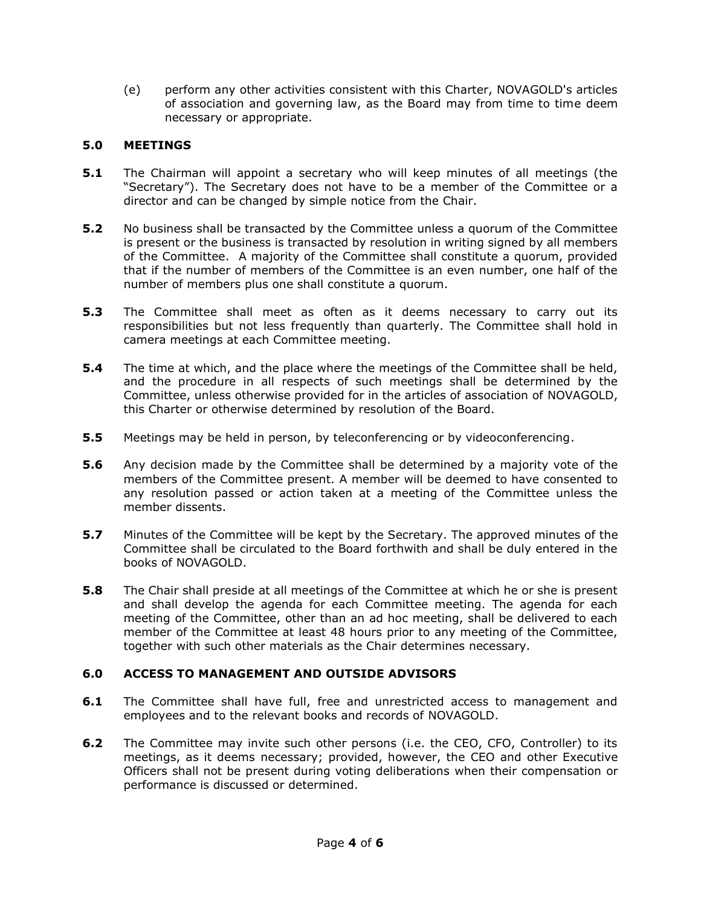(e) perform any other activities consistent with this Charter, NOVAGOLD's articles of association and governing law, as the Board may from time to time deem necessary or appropriate.

## 5.0 MEETINGS

**5.1** The Chairman will appoint a secretary who will keep minutes of all meetings (the "Secretary"). The Secretary does not have to be a member of the Committee or a director and can be changed by simple notice from the Chair.

**5.2** No business shall be transacted by the Committee unless a quorum of the Committee is present or the business is transacted by resolution in writing signed by all members of the Committee. A majority of the Committee shall constitute a quorum, provided that if the number of members of the Committee is an even number, one half of the number of members plus one shall constitute a quorum.

**5.3** The Committee shall meet as often as it deems necessary to carry out its responsibilities but not less frequently than quarterly. The Committee shall hold in camera meetings at each Committee meeting.

**5.4** The time at which, and the place where the meetings of the Committee shall be held, and the procedure in all respects of such meetings shall be determined by the Committee, unless otherwise provided for in the articles of association of NOVAGOLD, this Charter or otherwise determined by resolution of the Board.

**5.5** Meetings may be held in person, by teleconferencing or by videoconferencing.

**5.6** Any decision made by the Committee shall be determined by a majority vote of the members of the Committee present. A member will be deemed to have consented to any resolution passed or action taken at a meeting of the Committee unless the member dissents.

**5.7** Minutes of the Committee will be kept by the Secretary. The approved minutes of the Committee shall be circulated to the Board forthwith and shall be duly entered in the books of NOVAGOLD.

**5.8** The Chair shall preside at all meetings of the Committee at which he or she is present and shall develop the agenda for each Committee meeting. The agenda for each meeting of the Committee, other than an ad hoc meeting, shall be delivered to each member of the Committee at least 48 hours prior to any meeting of the Committee, together with such other materials as the Chair determines necessary.

## 6.0 ACCESS TO MANAGEMENT AND OUTSIDE ADVISORS

**6.1** The Committee shall have full, free and unrestricted access to management and employees and to the relevant books and records of NOVAGOLD.

**6.2** The Committee may invite such other persons (i.e. the CEO, CFO, Controller) to its meetings, as it deems necessary; provided, however, the CEO and other Executive Officers shall not be present during voting deliberations when their compensation or performance is discussed or determined.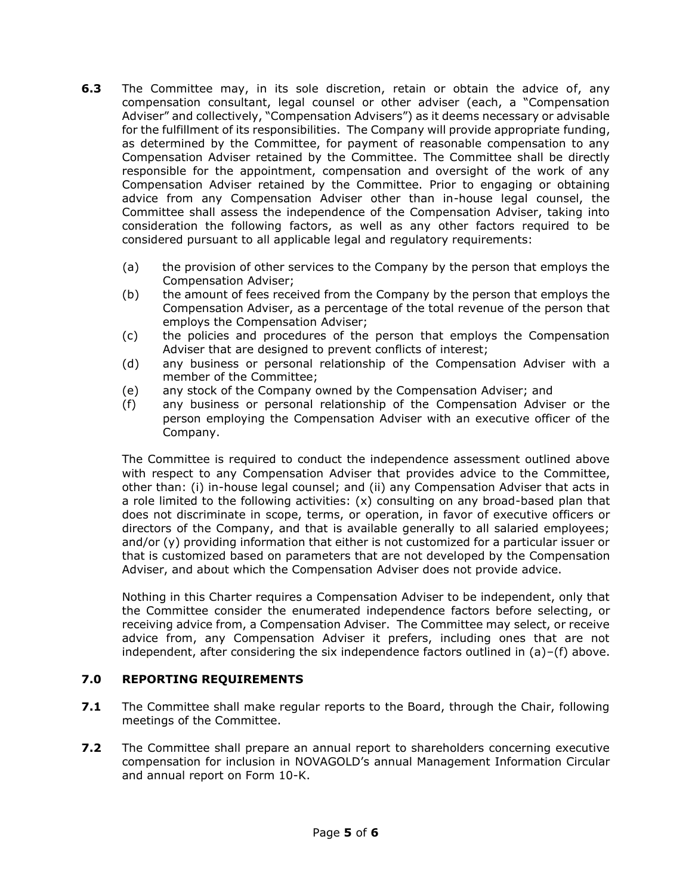**6.3** The Committee may, in its sole discretion, retain or obtain the advice of, any compensation consultant, legal counsel or other adviser (each, a "Compensation Adviser" and collectively, "Compensation Advisers") as it deems necessary or advisable for the fulfillment of its responsibilities. The Company will provide appropriate funding, as determined by the Committee, for payment of reasonable compensation to any Compensation Adviser retained by the Committee. The Committee shall be directly responsible for the appointment, compensation and oversight of the work of any Compensation Adviser retained by the Committee. Prior to engaging or obtaining advice from any Compensation Adviser other than in-house legal counsel, the Committee shall assess the independence of the Compensation Adviser, taking into consideration the following factors, as well as any other factors required to be considered pursuant to all applicable legal and regulatory requirements:

(a) the provision of other services to the Company by the person that employs the Compensation Adviser;
(b) the amount of fees received from the Company by the person that employs the Compensation Adviser, as a percentage of the total revenue of the person that employs the Compensation Adviser;
(c) the policies and procedures of the person that employs the Compensation Adviser that are designed to prevent conflicts of interest;
(d) any business or personal relationship of the Compensation Adviser with a member of the Committee;
(e) any stock of the Company owned by the Compensation Adviser; and
(f) any business or personal relationship of the Compensation Adviser or the person employing the Compensation Adviser with an executive officer of the Company.

The Committee is required to conduct the independence assessment outlined above with respect to any Compensation Adviser that provides advice to the Committee, other than: (i) in-house legal counsel; and (ii) any Compensation Adviser that acts in a role limited to the following activities: (x) consulting on any broad-based plan that does not discriminate in scope, terms, or operation, in favor of executive officers or directors of the Company, and that is available generally to all salaried employees; and/or (y) providing information that either is not customized for a particular issuer or that is customized based on parameters that are not developed by the Compensation Adviser, and about which the Compensation Adviser does not provide advice.

Nothing in this Charter requires a Compensation Adviser to be independent, only that the Committee consider the enumerated independence factors before selecting, or receiving advice from, a Compensation Adviser. The Committee may select, or receive advice from, any Compensation Adviser it prefers, including ones that are not independent, after considering the six independence factors outlined in (a)–(f) above.

## 7.0 REPORTING REQUIREMENTS

**7.1** The Committee shall make regular reports to the Board, through the Chair, following meetings of the Committee.

**7.2** The Committee shall prepare an annual report to shareholders concerning executive compensation for inclusion in NOVAGOLD's annual Management Information Circular and annual report on Form 10-K.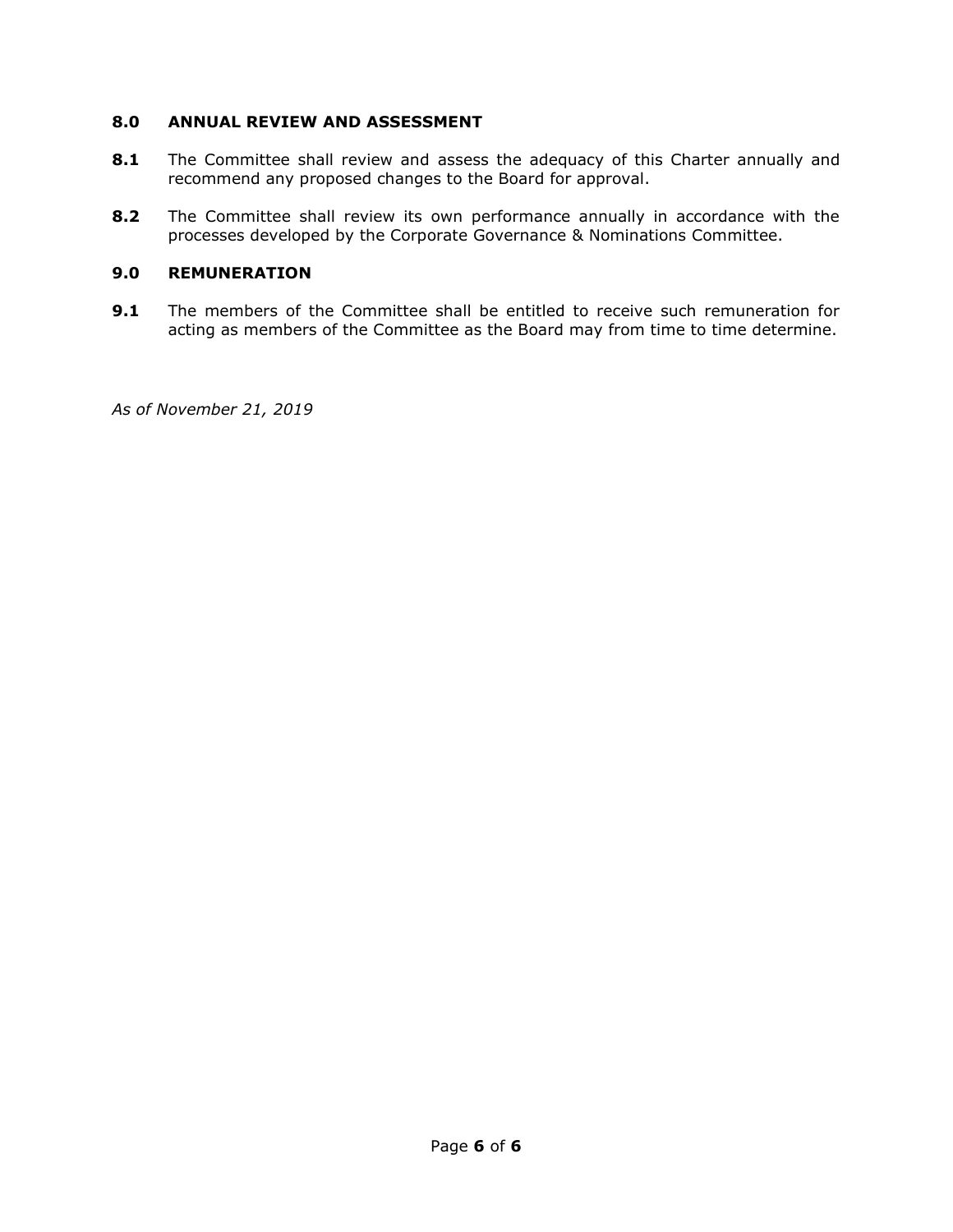## 8.0 ANNUAL REVIEW AND ASSESSMENT

**8.1** The Committee shall review and assess the adequacy of this Charter annually and recommend any proposed changes to the Board for approval.

**8.2** The Committee shall review its own performance annually in accordance with the processes developed by the Corporate Governance & Nominations Committee.

## 9.0 REMUNERATION

**9.1** The members of the Committee shall be entitled to receive such remuneration for acting as members of the Committee as the Board may from time to time determine.

*As of November 21, 2019*